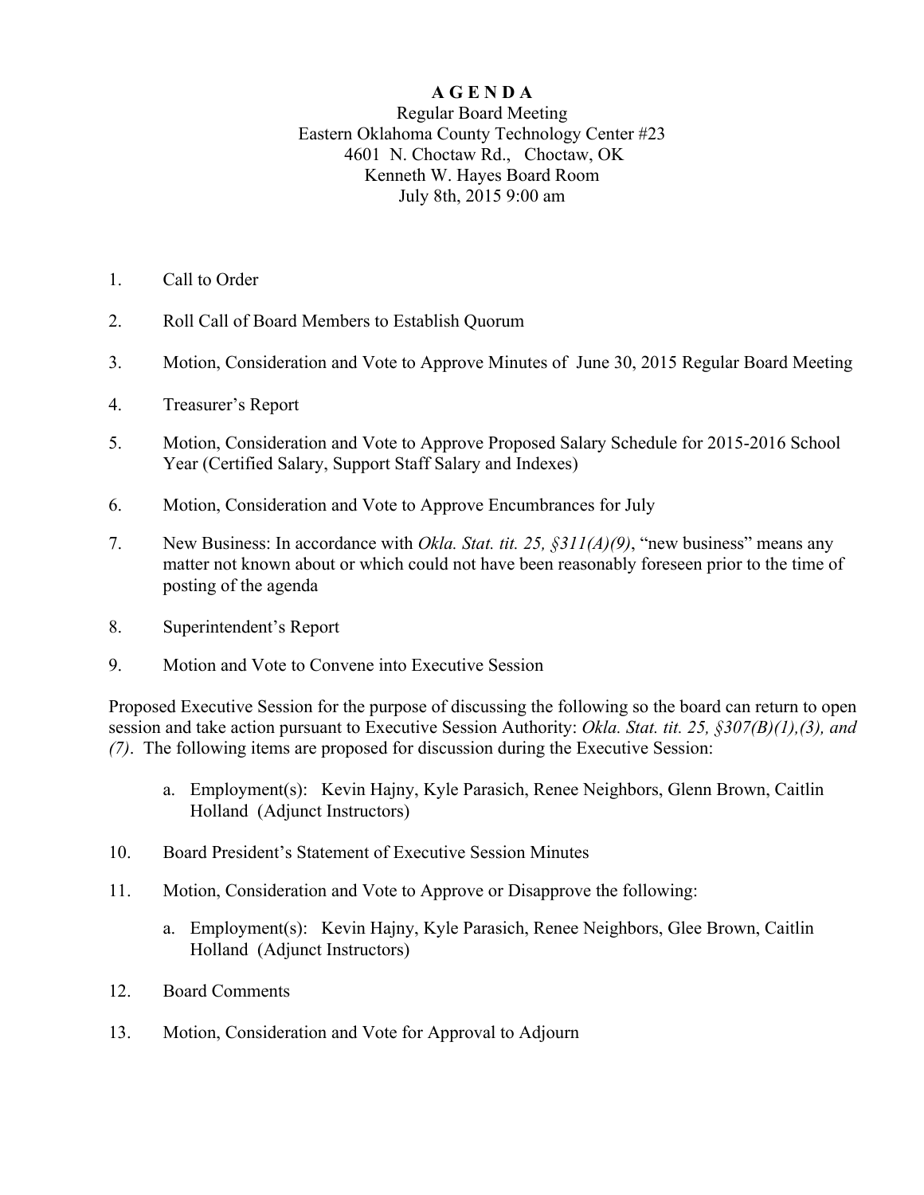# A G E N D A

Regular Board Meeting
Eastern Oklahoma County Technology Center #23
4601 N. Choctaw Rd., Choctaw, OK
Kenneth W. Hayes Board Room
July 8th, 2015 9:00 am

1. Call to Order

2. Roll Call of Board Members to Establish Quorum

3. Motion, Consideration and Vote to Approve Minutes of June 30, 2015 Regular Board Meeting

4. Treasurer's Report

5. Motion, Consideration and Vote to Approve Proposed Salary Schedule for 2015-2016 School Year (Certified Salary, Support Staff Salary and Indexes)

6. Motion, Consideration and Vote to Approve Encumbrances for July

7. New Business: In accordance with *Okla. Stat. tit. 25, §311(A)(9)*, "new business" means any matter not known about or which could not have been reasonably foreseen prior to the time of posting of the agenda

8. Superintendent's Report

9. Motion and Vote to Convene into Executive Session

Proposed Executive Session for the purpose of discussing the following so the board can return to open session and take action pursuant to Executive Session Authority: *Okla. Stat. tit. 25, §307(B)(1),(3), and (7)*. The following items are proposed for discussion during the Executive Session:

   a. Employment(s): Kevin Hajny, Kyle Parasich, Renee Neighbors, Glenn Brown, Caitlin Holland (Adjunct Instructors)

10. Board President's Statement of Executive Session Minutes

11. Motion, Consideration and Vote to Approve or Disapprove the following:

    a. Employment(s): Kevin Hajny, Kyle Parasich, Renee Neighbors, Glee Brown, Caitlin Holland (Adjunct Instructors)

12. Board Comments

13. Motion, Consideration and Vote for Approval to Adjourn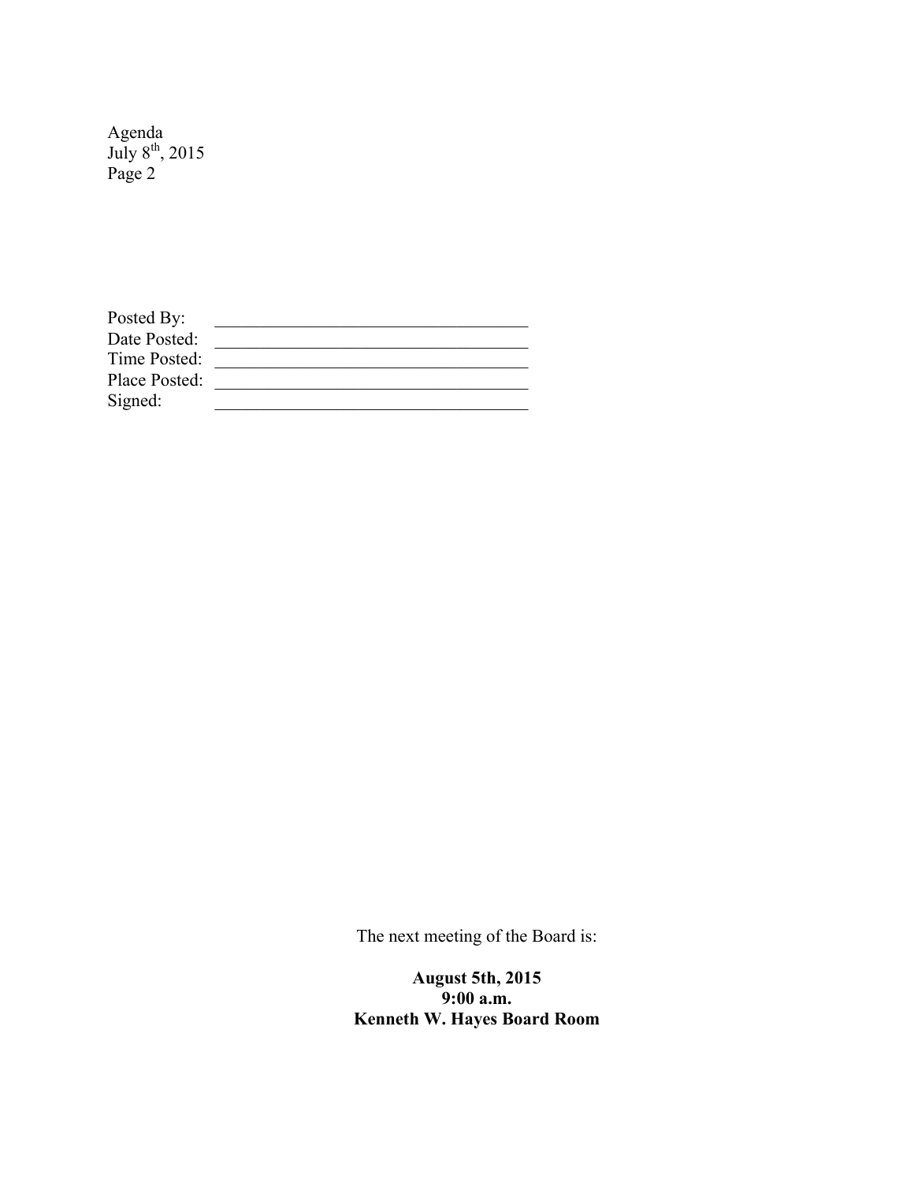Posted By: \_\_\_\_\_\_\_\_\_\_\_\_\_\_\_\_\_\_\_\_\_\_\_\_\_\_\_\_\_\_\_\_\_\_\_\_

Date Posted: \_\_\_\_\_\_\_\_\_\_\_\_\_\_\_\_\_\_\_\_\_\_\_\_\_\_\_\_\_\_\_\_\_\_\_\_

Time Posted: \_\_\_\_\_\_\_\_\_\_\_\_\_\_\_\_\_\_\_\_\_\_\_\_\_\_\_\_\_\_\_\_\_\_\_\_

Place Posted: \_\_\_\_\_\_\_\_\_\_\_\_\_\_\_\_\_\_\_\_\_\_\_\_\_\_\_\_\_\_\_\_\_\_\_\_

Signed: \_\_\_\_\_\_\_\_\_\_\_\_\_\_\_\_\_\_\_\_\_\_\_\_\_\_\_\_\_\_\_\_\_\_\_\_

The next meeting of the Board is:

**August 5th, 2015**
**9:00 a.m.**
**Kenneth W. Hayes Board Room**